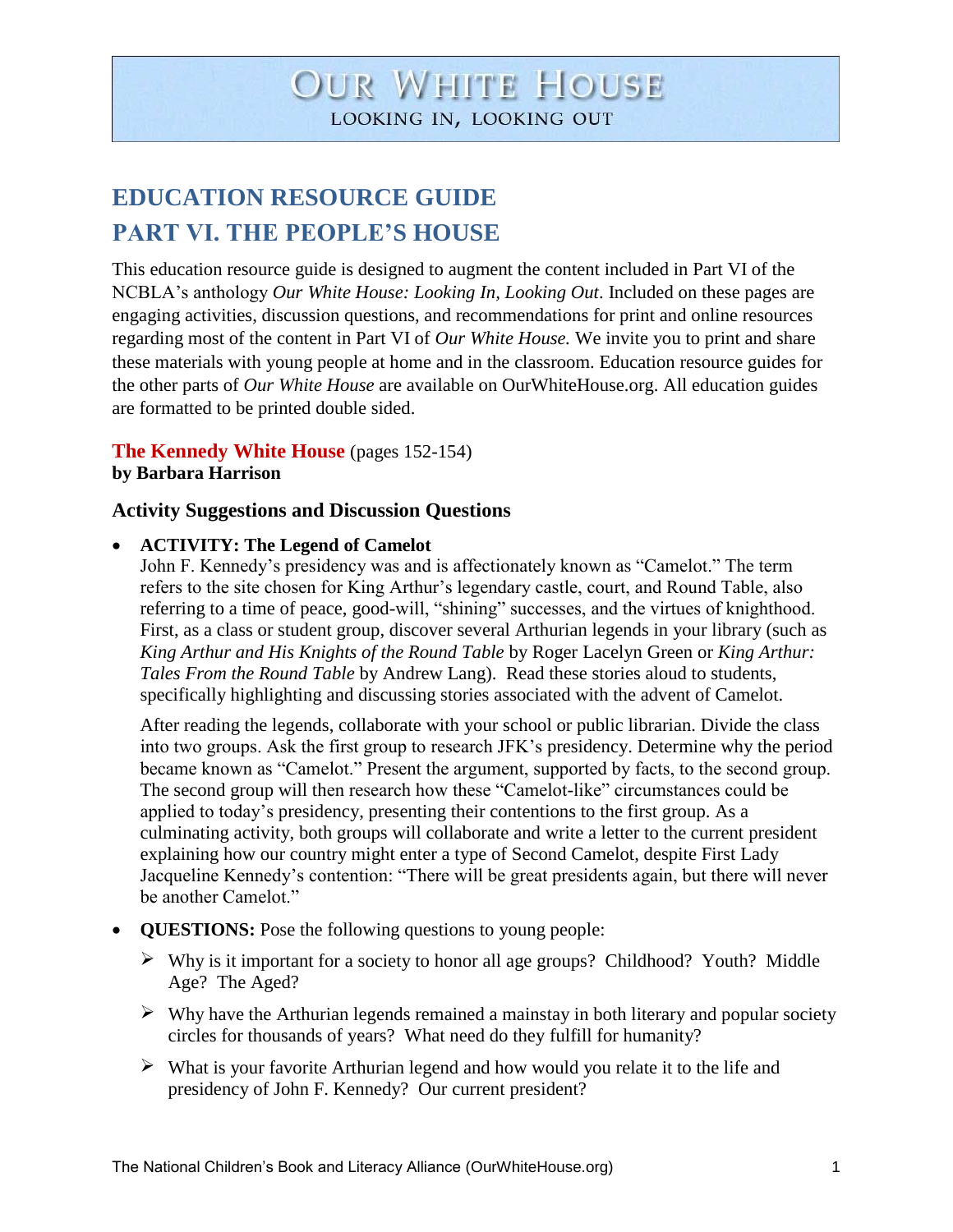# OUR WHITE HOUSE
LOOKING IN, LOOKING OUT

## EDUCATION RESOURCE GUIDE
## PART VI. THE PEOPLE'S HOUSE

This education resource guide is designed to augment the content included in Part VI of the NCBLA's anthology *Our White House: Looking In, Looking Out*. Included on these pages are engaging activities, discussion questions, and recommendations for print and online resources regarding most of the content in Part VI of *Our White House.* We invite you to print and share these materials with young people at home and in the classroom. Education resource guides for the other parts of *Our White House* are available on OurWhiteHouse.org. All education guides are formatted to be printed double sided.

### The Kennedy White House (pages 152-154)
**by Barbara Harrison**

#### Activity Suggestions and Discussion Questions

- **ACTIVITY: The Legend of Camelot**
  John F. Kennedy's presidency was and is affectionately known as "Camelot." The term refers to the site chosen for King Arthur's legendary castle, court, and Round Table, also referring to a time of peace, good-will, "shining" successes, and the virtues of knighthood. First, as a class or student group, discover several Arthurian legends in your library (such as *King Arthur and His Knights of the Round Table* by Roger Lacelyn Green or *King Arthur: Tales From the Round Table* by Andrew Lang). Read these stories aloud to students, specifically highlighting and discussing stories associated with the advent of Camelot.

  After reading the legends, collaborate with your school or public librarian. Divide the class into two groups. Ask the first group to research JFK's presidency. Determine why the period became known as "Camelot." Present the argument, supported by facts, to the second group. The second group will then research how these "Camelot-like" circumstances could be applied to today's presidency, presenting their contentions to the first group. As a culminating activity, both groups will collaborate and write a letter to the current president explaining how our country might enter a type of Second Camelot, despite First Lady Jacqueline Kennedy's contention: "There will be great presidents again, but there will never be another Camelot."

- **QUESTIONS:** Pose the following questions to young people:
  - Why is it important for a society to honor all age groups? Childhood? Youth? Middle Age? The Aged?
  - Why have the Arthurian legends remained a mainstay in both literary and popular society circles for thousands of years? What need do they fulfill for humanity?
  - What is your favorite Arthurian legend and how would you relate it to the life and presidency of John F. Kennedy? Our current president?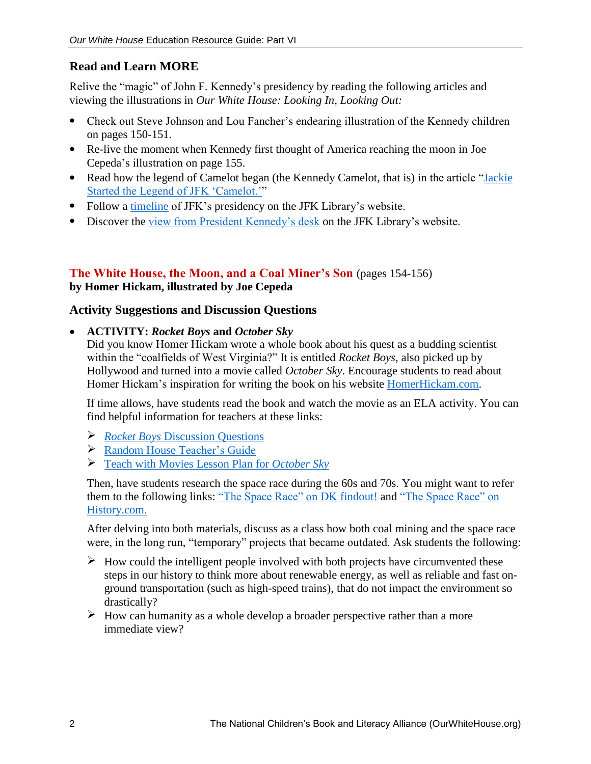## Read and Learn MORE

Relive the "magic" of John F. Kennedy's presidency by reading the following articles and viewing the illustrations in *Our White House: Looking In, Looking Out:*

- Check out Steve Johnson and Lou Fancher's endearing illustration of the Kennedy children on pages 150-151.
- Re-live the moment when Kennedy first thought of America reaching the moon in Joe Cepeda's illustration on page 155.
- Read how the legend of Camelot began (the Kennedy Camelot, that is) in the article "Jackie Started the Legend of JFK 'Camelot.'"
- Follow a timeline of JFK's presidency on the JFK Library's website.
- Discover the view from President Kennedy's desk on the JFK Library's website.

## The White House, the Moon, and a Coal Miner's Son (pages 154-156)

**by Homer Hickam, illustrated by Joe Cepeda**

### Activity Suggestions and Discussion Questions

- **ACTIVITY: *Rocket Boys* and *October Sky***

  Did you know Homer Hickam wrote a whole book about his quest as a budding scientist within the "coalfields of West Virginia?" It is entitled *Rocket Boys*, also picked up by Hollywood and turned into a movie called *October Sky*. Encourage students to read about Homer Hickam's inspiration for writing the book on his website HomerHickam.com.

  If time allows, have students read the book and watch the movie as an ELA activity. You can find helpful information for teachers at these links:

  - *Rocket Boys* Discussion Questions
  - Random House Teacher's Guide
  - Teach with Movies Lesson Plan for *October Sky*

  Then, have students research the space race during the 60s and 70s. You might want to refer them to the following links: "The Space Race" on DK findout! and "The Space Race" on History.com.

  After delving into both materials, discuss as a class how both coal mining and the space race were, in the long run, "temporary" projects that became outdated. Ask students the following:

  - How could the intelligent people involved with both projects have circumvented these steps in our history to think more about renewable energy, as well as reliable and fast on-ground transportation (such as high-speed trains), that do not impact the environment so drastically?
  - How can humanity as a whole develop a broader perspective rather than a more immediate view?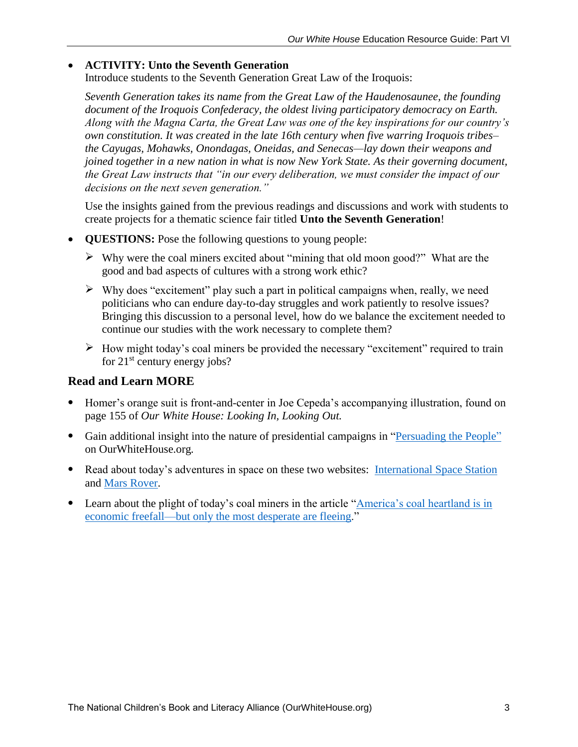- **ACTIVITY: Unto the Seventh Generation**
  Introduce students to the Seventh Generation Great Law of the Iroquois:

  *Seventh Generation takes its name from the Great Law of the Haudenosaunee, the founding document of the Iroquois Confederacy, the oldest living participatory democracy on Earth. Along with the Magna Carta, the Great Law was one of the key inspirations for our country's own constitution. It was created in the late 16th century when five warring Iroquois tribes–the Cayugas, Mohawks, Onondagas, Oneidas, and Senecas—lay down their weapons and joined together in a new nation in what is now New York State. As their governing document, the Great Law instructs that "in our every deliberation, we must consider the impact of our decisions on the next seven generation."*

  Use the insights gained from the previous readings and discussions and work with students to create projects for a thematic science fair titled **Unto the Seventh Generation**!

- **QUESTIONS:** Pose the following questions to young people:
  - Why were the coal miners excited about "mining that old moon good?" What are the good and bad aspects of cultures with a strong work ethic?
  - Why does "excitement" play such a part in political campaigns when, really, we need politicians who can endure day-to-day struggles and work patiently to resolve issues? Bringing this discussion to a personal level, how do we balance the excitement needed to continue our studies with the work necessary to complete them?
  - How might today's coal miners be provided the necessary "excitement" required to train for 21st century energy jobs?

## Read and Learn MORE

- Homer's orange suit is front-and-center in Joe Cepeda's accompanying illustration, found on page 155 of *Our White House: Looking In, Looking Out.*
- Gain additional insight into the nature of presidential campaigns in "Persuading the People" on OurWhiteHouse.org.
- Read about today's adventures in space on these two websites: International Space Station and Mars Rover.
- Learn about the plight of today's coal miners in the article "America's coal heartland is in economic freefall—but only the most desperate are fleeing."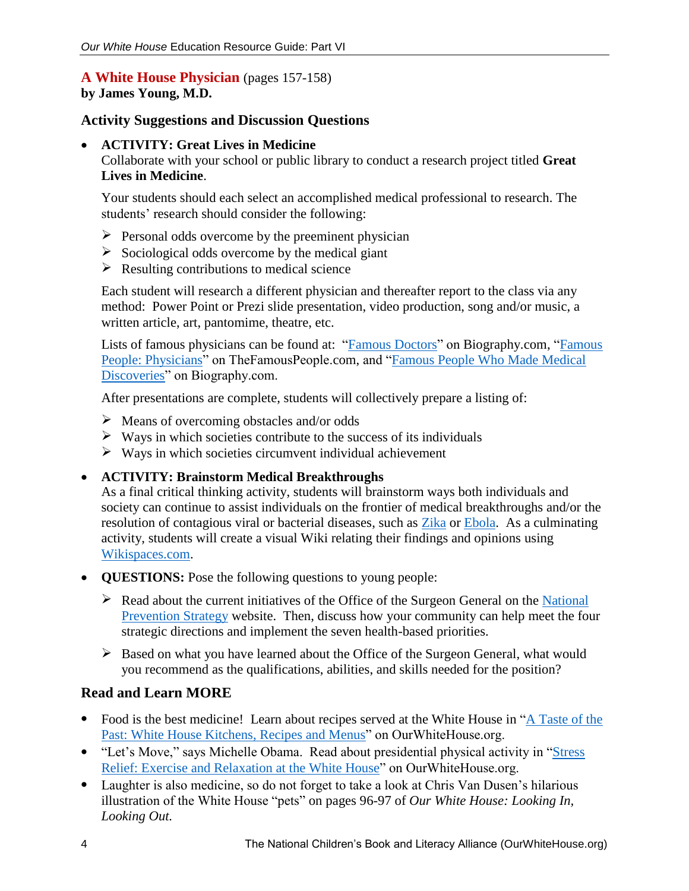## A White House Physician (pages 157-158)
**by James Young, M.D.**

### Activity Suggestions and Discussion Questions

- **ACTIVITY: Great Lives in Medicine**
  Collaborate with your school or public library to conduct a research project titled **Great Lives in Medicine**.

  Your students should each select an accomplished medical professional to research. The students' research should consider the following:

  - Personal odds overcome by the preeminent physician
  - Sociological odds overcome by the medical giant
  - Resulting contributions to medical science

  Each student will research a different physician and thereafter report to the class via any method: Power Point or Prezi slide presentation, video production, song and/or music, a written article, art, pantomime, theatre, etc.

  Lists of famous physicians can be found at: "Famous Doctors" on Biography.com, "Famous People: Physicians" on TheFamousPeople.com, and "Famous People Who Made Medical Discoveries" on Biography.com.

  After presentations are complete, students will collectively prepare a listing of:

  - Means of overcoming obstacles and/or odds
  - Ways in which societies contribute to the success of its individuals
  - Ways in which societies circumvent individual achievement

- **ACTIVITY: Brainstorm Medical Breakthroughs**
  As a final critical thinking activity, students will brainstorm ways both individuals and society can continue to assist individuals on the frontier of medical breakthroughs and/or the resolution of contagious viral or bacterial diseases, such as Zika or Ebola. As a culminating activity, students will create a visual Wiki relating their findings and opinions using Wikispaces.com.

- **QUESTIONS:** Pose the following questions to young people:

  - Read about the current initiatives of the Office of the Surgeon General on the National Prevention Strategy website. Then, discuss how your community can help meet the four strategic directions and implement the seven health-based priorities.

  - Based on what you have learned about the Office of the Surgeon General, what would you recommend as the qualifications, abilities, and skills needed for the position?

### Read and Learn MORE

- Food is the best medicine! Learn about recipes served at the White House in "A Taste of the Past: White House Kitchens, Recipes and Menus" on OurWhiteHouse.org.
- "Let's Move," says Michelle Obama. Read about presidential physical activity in "Stress Relief: Exercise and Relaxation at the White House" on OurWhiteHouse.org.
- Laughter is also medicine, so do not forget to take a look at Chris Van Dusen's hilarious illustration of the White House "pets" on pages 96-97 of *Our White House: Looking In, Looking Out.*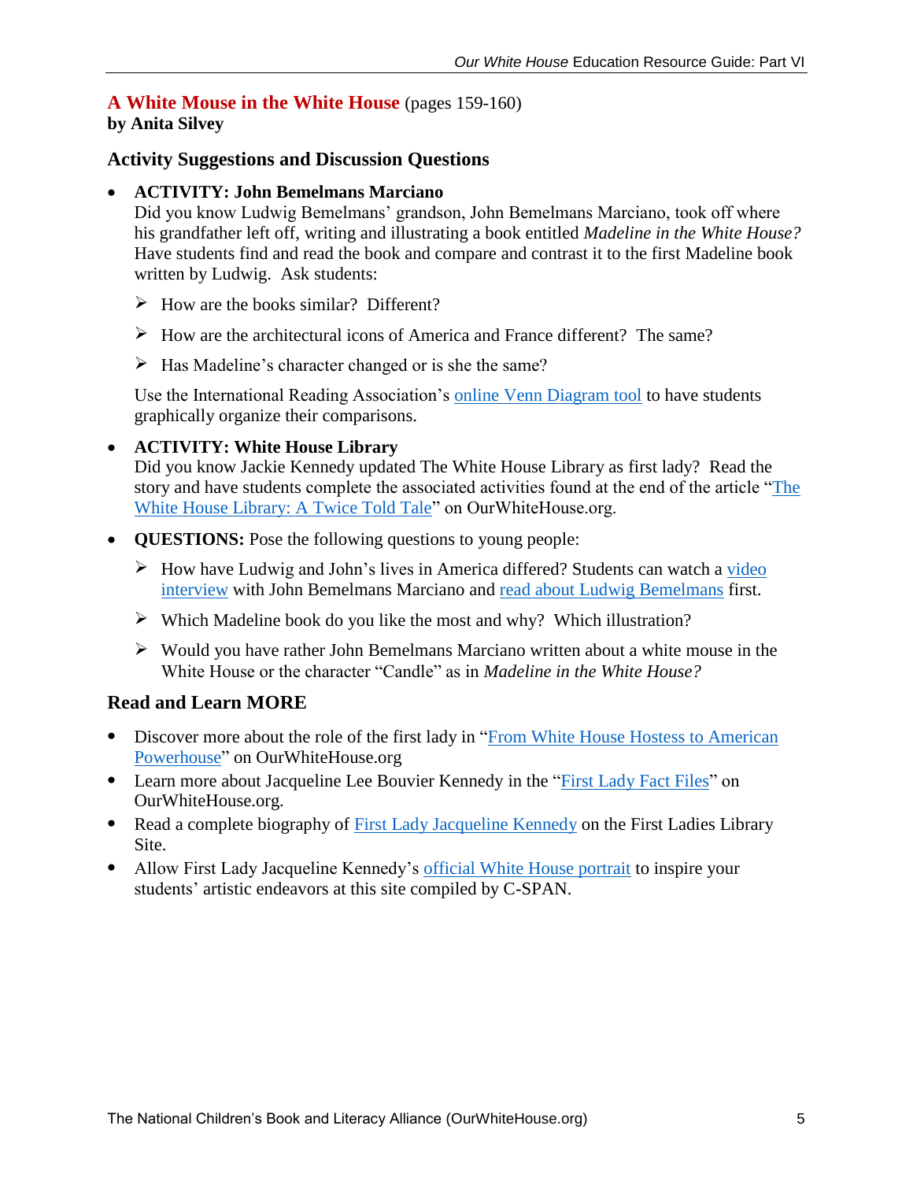## A White Mouse in the White House (pages 159-160)
**by Anita Silvey**

### Activity Suggestions and Discussion Questions

- **ACTIVITY: John Bemelmans Marciano**
  Did you know Ludwig Bemelmans' grandson, John Bemelmans Marciano, took off where his grandfather left off, writing and illustrating a book entitled *Madeline in the White House?* Have students find and read the book and compare and contrast it to the first Madeline book written by Ludwig. Ask students:
  - How are the books similar? Different?
  - How are the architectural icons of America and France different? The same?
  - Has Madeline's character changed or is she the same?

  Use the International Reading Association's online Venn Diagram tool to have students graphically organize their comparisons.

- **ACTIVITY: White House Library**
  Did you know Jackie Kennedy updated The White House Library as first lady? Read the story and have students complete the associated activities found at the end of the article "The White House Library: A Twice Told Tale" on OurWhiteHouse.org.

- **QUESTIONS:** Pose the following questions to young people:
  - How have Ludwig and John's lives in America differed? Students can watch a video interview with John Bemelmans Marciano and read about Ludwig Bemelmans first.
  - Which Madeline book do you like the most and why? Which illustration?
  - Would you have rather John Bemelmans Marciano written about a white mouse in the White House or the character "Candle" as in *Madeline in the White House?*

### Read and Learn MORE

- Discover more about the role of the first lady in "From White House Hostess to American Powerhouse" on OurWhiteHouse.org
- Learn more about Jacqueline Lee Bouvier Kennedy in the "First Lady Fact Files" on OurWhiteHouse.org.
- Read a complete biography of First Lady Jacqueline Kennedy on the First Ladies Library Site.
- Allow First Lady Jacqueline Kennedy's official White House portrait to inspire your students' artistic endeavors at this site compiled by C-SPAN.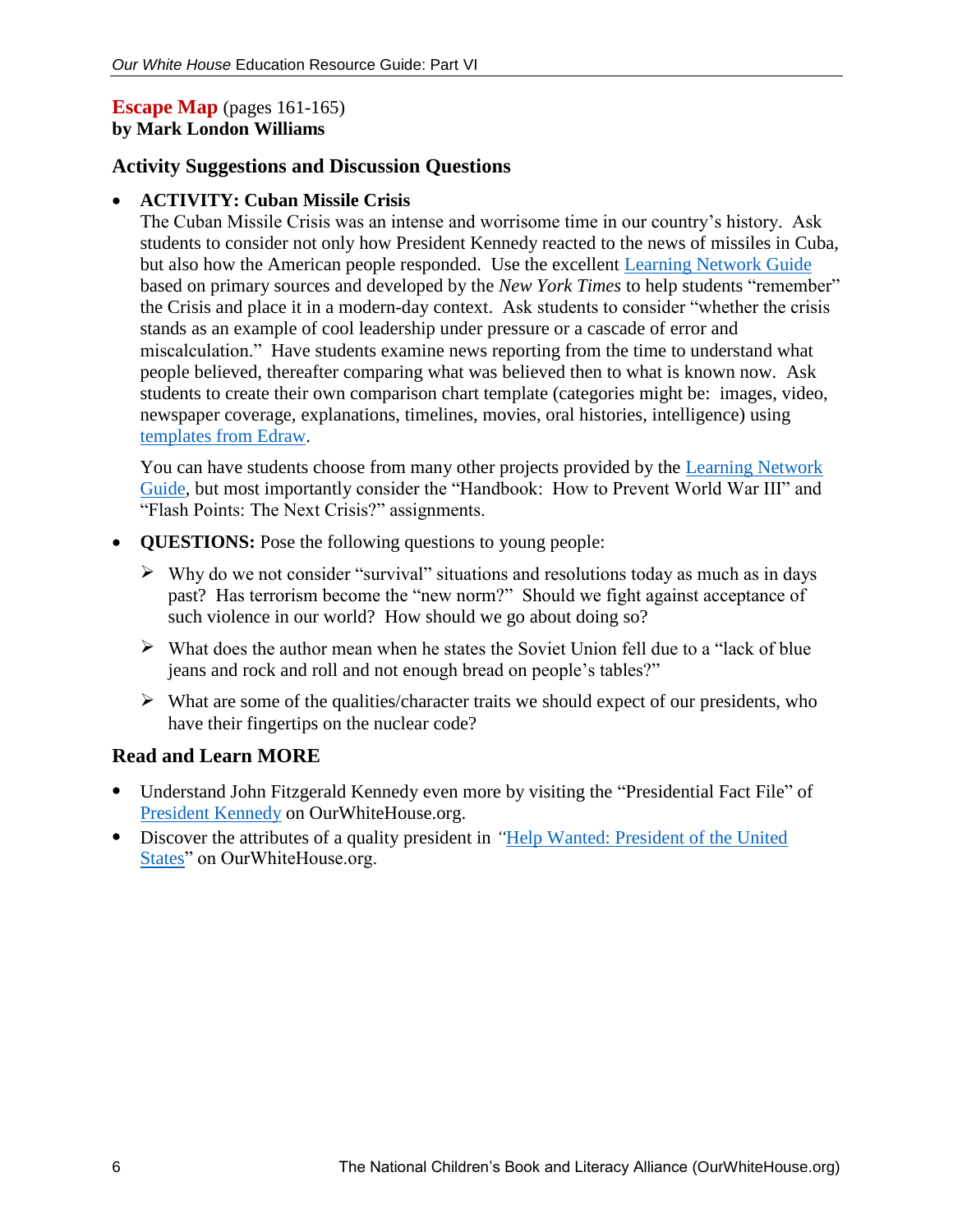**Escape Map** (pages 161-165)
**by Mark London Williams**

### Activity Suggestions and Discussion Questions

- **ACTIVITY: Cuban Missile Crisis**
  The Cuban Missile Crisis was an intense and worrisome time in our country's history. Ask students to consider not only how President Kennedy reacted to the news of missiles in Cuba, but also how the American people responded. Use the excellent Learning Network Guide based on primary sources and developed by the *New York Times* to help students "remember" the Crisis and place it in a modern-day context. Ask students to consider "whether the crisis stands as an example of cool leadership under pressure or a cascade of error and miscalculation." Have students examine news reporting from the time to understand what people believed, thereafter comparing what was believed then to what is known now. Ask students to create their own comparison chart template (categories might be: images, video, newspaper coverage, explanations, timelines, movies, oral histories, intelligence) using templates from Edraw.

  You can have students choose from many other projects provided by the Learning Network Guide, but most importantly consider the "Handbook: How to Prevent World War III" and "Flash Points: The Next Crisis?" assignments.

- **QUESTIONS:** Pose the following questions to young people:
  - Why do we not consider "survival" situations and resolutions today as much as in days past? Has terrorism become the "new norm?" Should we fight against acceptance of such violence in our world? How should we go about doing so?
  - What does the author mean when he states the Soviet Union fell due to a "lack of blue jeans and rock and roll and not enough bread on people's tables?"
  - What are some of the qualities/character traits we should expect of our presidents, who have their fingertips on the nuclear code?

### Read and Learn MORE

- Understand John Fitzgerald Kennedy even more by visiting the "Presidential Fact File" of President Kennedy on OurWhiteHouse.org.
- Discover the attributes of a quality president in "Help Wanted: President of the United States" on OurWhiteHouse.org.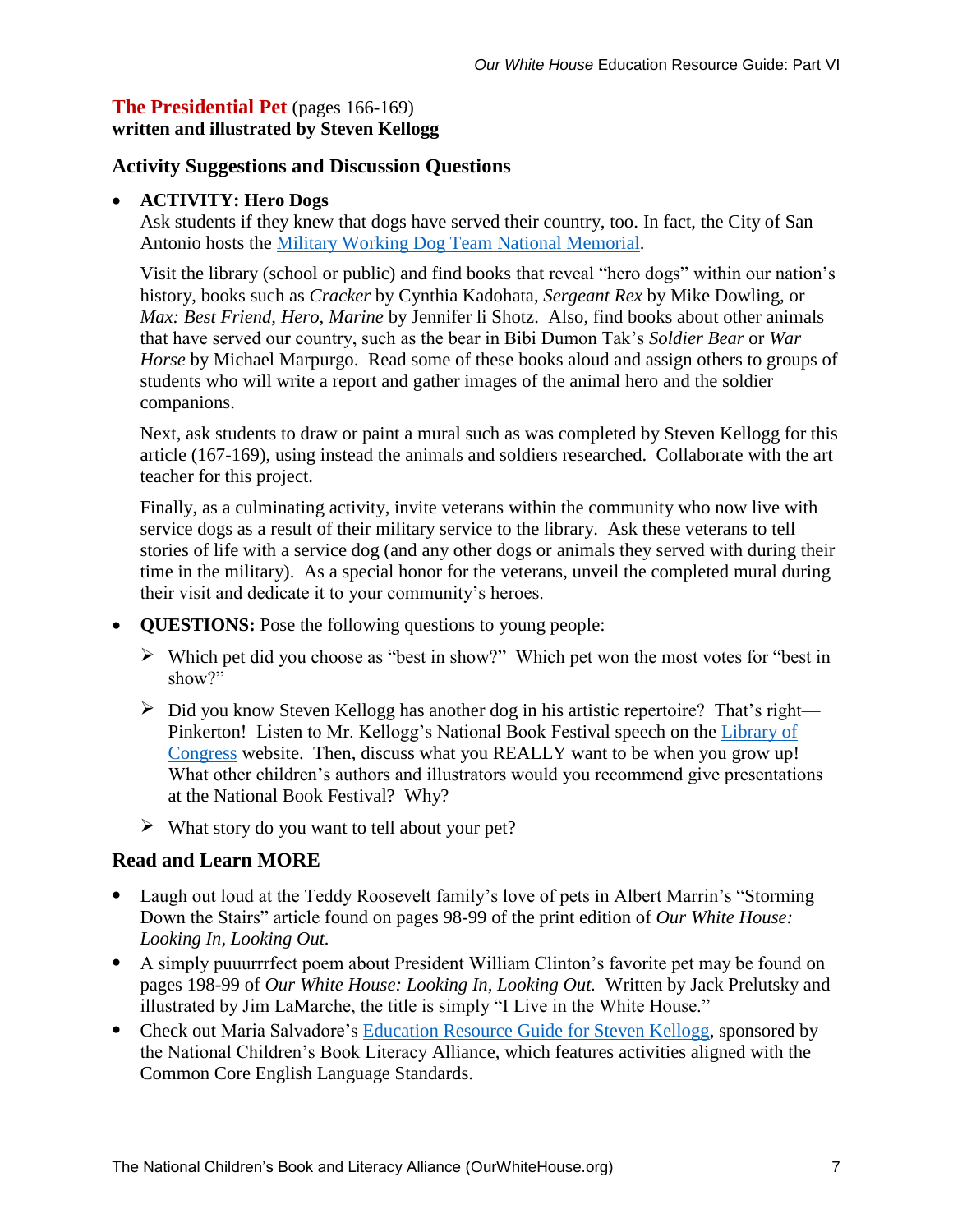## The Presidential Pet (pages 166-169)
**written and illustrated by Steven Kellogg**

### Activity Suggestions and Discussion Questions

- **ACTIVITY: Hero Dogs**
  Ask students if they knew that dogs have served their country, too. In fact, the City of San Antonio hosts the Military Working Dog Team National Memorial.

  Visit the library (school or public) and find books that reveal "hero dogs" within our nation's history, books such as *Cracker* by Cynthia Kadohata, *Sergeant Rex* by Mike Dowling, or *Max: Best Friend, Hero, Marine* by Jennifer li Shotz. Also, find books about other animals that have served our country, such as the bear in Bibi Dumon Tak's *Soldier Bear* or *War Horse* by Michael Marpurgo. Read some of these books aloud and assign others to groups of students who will write a report and gather images of the animal hero and the soldier companions.

  Next, ask students to draw or paint a mural such as was completed by Steven Kellogg for this article (167-169), using instead the animals and soldiers researched. Collaborate with the art teacher for this project.

  Finally, as a culminating activity, invite veterans within the community who now live with service dogs as a result of their military service to the library. Ask these veterans to tell stories of life with a service dog (and any other dogs or animals they served with during their time in the military). As a special honor for the veterans, unveil the completed mural during their visit and dedicate it to your community's heroes.

- **QUESTIONS:** Pose the following questions to young people:
  - Which pet did you choose as "best in show?" Which pet won the most votes for "best in show?"
  - Did you know Steven Kellogg has another dog in his artistic repertoire? That's right—Pinkerton! Listen to Mr. Kellogg's National Book Festival speech on the Library of Congress website. Then, discuss what you REALLY want to be when you grow up! What other children's authors and illustrators would you recommend give presentations at the National Book Festival? Why?
  - What story do you want to tell about your pet?

### Read and Learn MORE

- Laugh out loud at the Teddy Roosevelt family's love of pets in Albert Marrin's "Storming Down the Stairs" article found on pages 98-99 of the print edition of *Our White House: Looking In, Looking Out.*
- A simply puuurrrfect poem about President William Clinton's favorite pet may be found on pages 198-99 of *Our White House: Looking In, Looking Out.* Written by Jack Prelutsky and illustrated by Jim LaMarche, the title is simply "I Live in the White House."
- Check out Maria Salvadore's Education Resource Guide for Steven Kellogg, sponsored by the National Children's Book Literacy Alliance, which features activities aligned with the Common Core English Language Standards.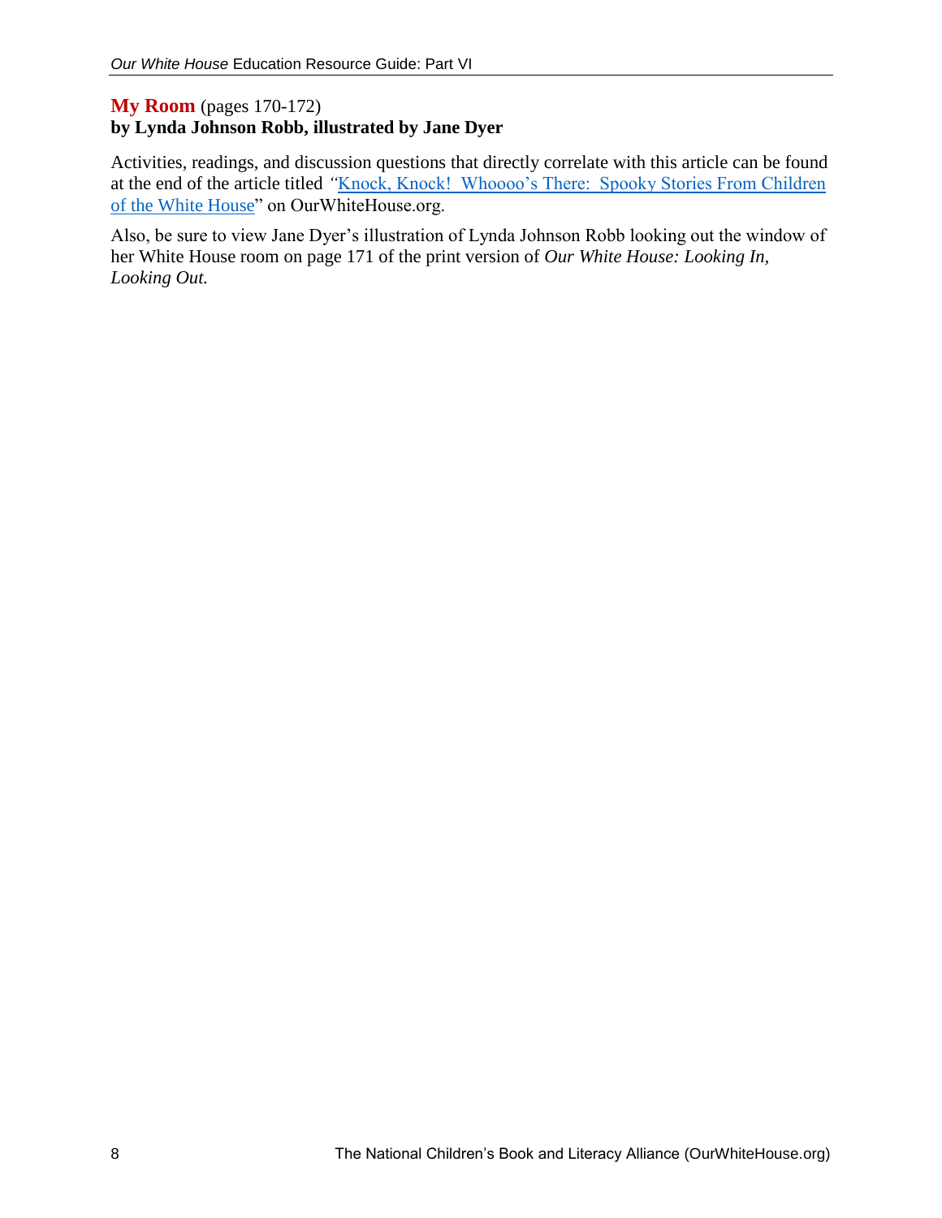## **My Room** (pages 170-172)
**by Lynda Johnson Robb, illustrated by Jane Dyer**

Activities, readings, and discussion questions that directly correlate with this article can be found at the end of the article titled "Knock, Knock! Whoooo's There: Spooky Stories From Children of the White House" on OurWhiteHouse.org.

Also, be sure to view Jane Dyer's illustration of Lynda Johnson Robb looking out the window of her White House room on page 171 of the print version of *Our White House: Looking In, Looking Out.*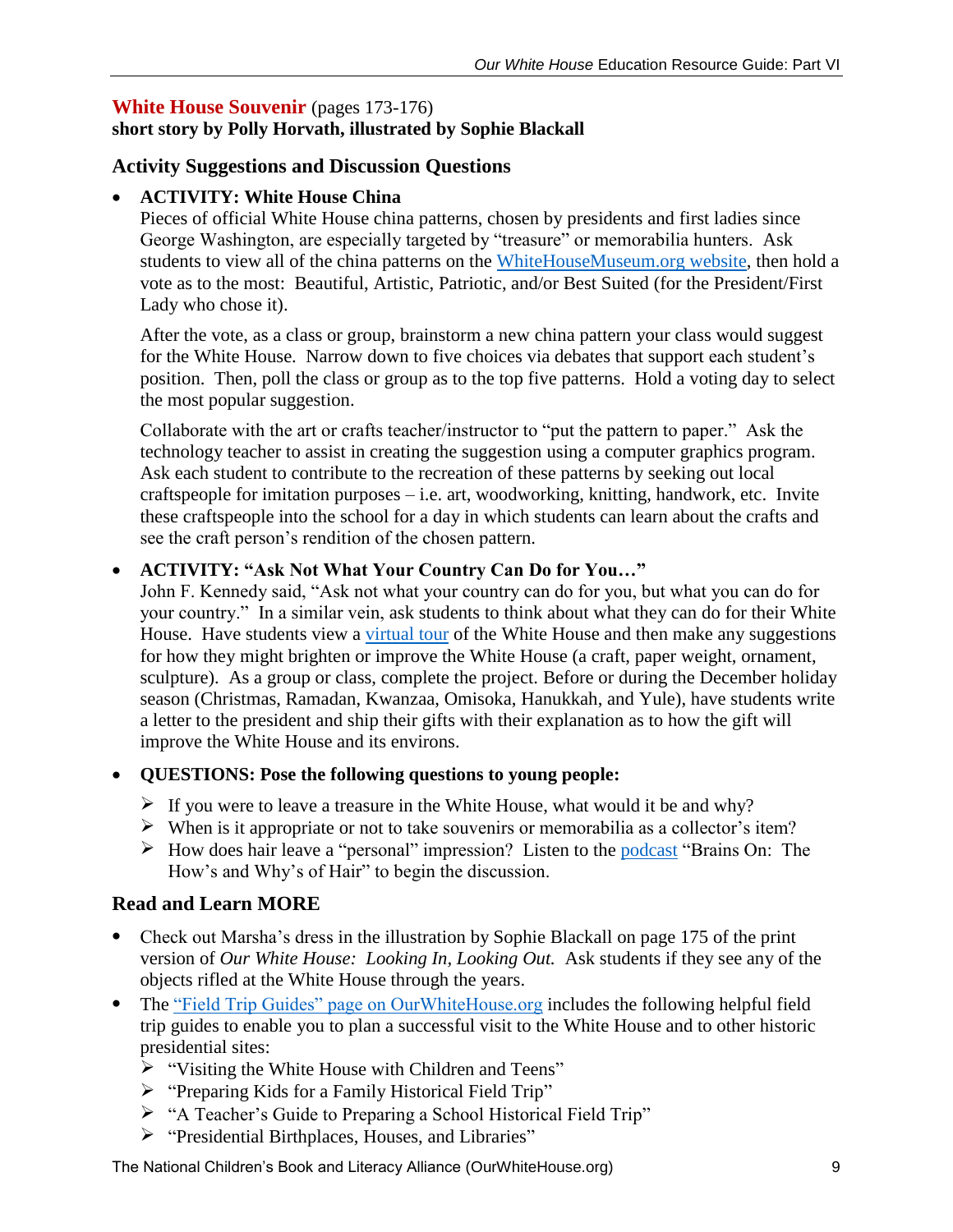## White House Souvenir (pages 173-176)

**short story by Polly Horvath, illustrated by Sophie Blackall**

### Activity Suggestions and Discussion Questions

- **ACTIVITY: White House China**

  Pieces of official White House china patterns, chosen by presidents and first ladies since George Washington, are especially targeted by "treasure" or memorabilia hunters. Ask students to view all of the china patterns on the WhiteHouseMuseum.org website, then hold a vote as to the most: Beautiful, Artistic, Patriotic, and/or Best Suited (for the President/First Lady who chose it).

  After the vote, as a class or group, brainstorm a new china pattern your class would suggest for the White House. Narrow down to five choices via debates that support each student's position. Then, poll the class or group as to the top five patterns. Hold a voting day to select the most popular suggestion.

  Collaborate with the art or crafts teacher/instructor to "put the pattern to paper." Ask the technology teacher to assist in creating the suggestion using a computer graphics program. Ask each student to contribute to the recreation of these patterns by seeking out local craftspeople for imitation purposes – i.e. art, woodworking, knitting, handwork, etc. Invite these craftspeople into the school for a day in which students can learn about the crafts and see the craft person's rendition of the chosen pattern.

- **ACTIVITY: "Ask Not What Your Country Can Do for You…"**

  John F. Kennedy said, "Ask not what your country can do for you, but what you can do for your country." In a similar vein, ask students to think about what they can do for their White House. Have students view a virtual tour of the White House and then make any suggestions for how they might brighten or improve the White House (a craft, paper weight, ornament, sculpture). As a group or class, complete the project. Before or during the December holiday season (Christmas, Ramadan, Kwanzaa, Omisoka, Hanukkah, and Yule), have students write a letter to the president and ship their gifts with their explanation as to how the gift will improve the White House and its environs.

- **QUESTIONS: Pose the following questions to young people:**
  - If you were to leave a treasure in the White House, what would it be and why?
  - When is it appropriate or not to take souvenirs or memorabilia as a collector's item?
  - How does hair leave a "personal" impression? Listen to the podcast "Brains On: The How's and Why's of Hair" to begin the discussion.

### Read and Learn MORE

- Check out Marsha's dress in the illustration by Sophie Blackall on page 175 of the print version of *Our White House: Looking In, Looking Out.* Ask students if they see any of the objects rifled at the White House through the years.
- The "Field Trip Guides" page on OurWhiteHouse.org includes the following helpful field trip guides to enable you to plan a successful visit to the White House and to other historic presidential sites:
  - "Visiting the White House with Children and Teens"
  - "Preparing Kids for a Family Historical Field Trip"
  - "A Teacher's Guide to Preparing a School Historical Field Trip"
  - "Presidential Birthplaces, Houses, and Libraries"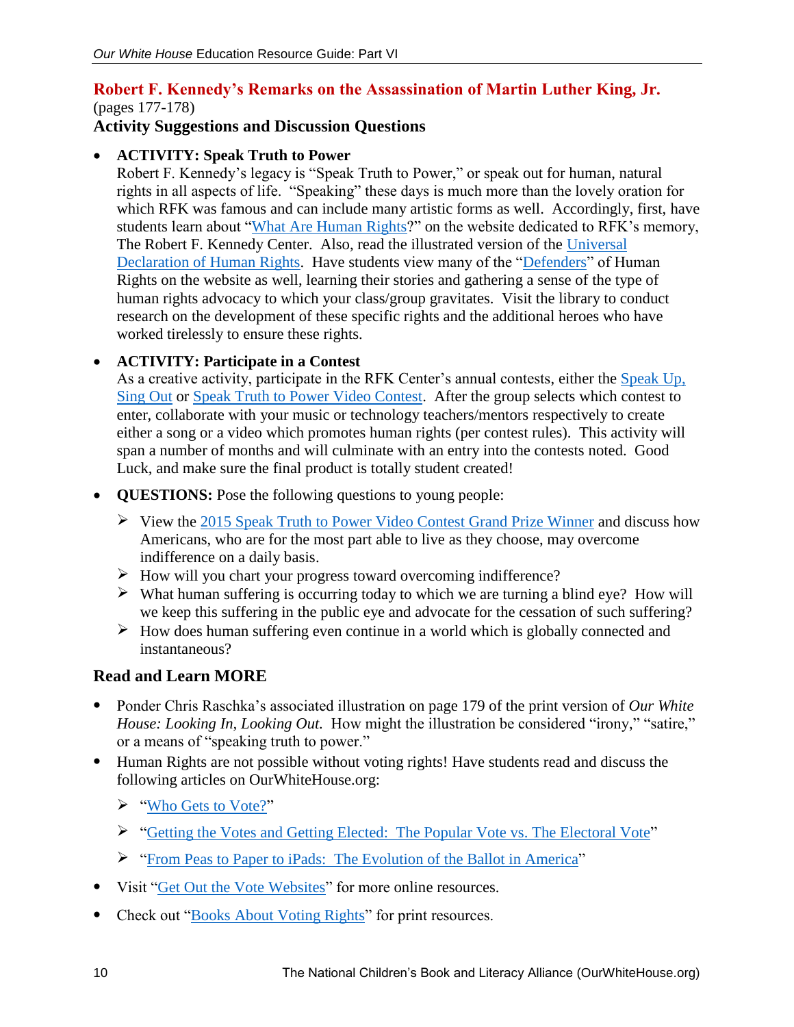## Robert F. Kennedy's Remarks on the Assassination of Martin Luther King, Jr.

(pages 177-178)

### Activity Suggestions and Discussion Questions

- **ACTIVITY: Speak Truth to Power**
  Robert F. Kennedy's legacy is "Speak Truth to Power," or speak out for human, natural rights in all aspects of life. "Speaking" these days is much more than the lovely oration for which RFK was famous and can include many artistic forms as well. Accordingly, first, have students learn about "What Are Human Rights?" on the website dedicated to RFK's memory, The Robert F. Kennedy Center. Also, read the illustrated version of the Universal Declaration of Human Rights. Have students view many of the "Defenders" of Human Rights on the website as well, learning their stories and gathering a sense of the type of human rights advocacy to which your class/group gravitates. Visit the library to conduct research on the development of these specific rights and the additional heroes who have worked tirelessly to ensure these rights.

- **ACTIVITY: Participate in a Contest**
  As a creative activity, participate in the RFK Center's annual contests, either the Speak Up, Sing Out or Speak Truth to Power Video Contest. After the group selects which contest to enter, collaborate with your music or technology teachers/mentors respectively to create either a song or a video which promotes human rights (per contest rules). This activity will span a number of months and will culminate with an entry into the contests noted. Good Luck, and make sure the final product is totally student created!

- **QUESTIONS:** Pose the following questions to young people:
  - View the 2015 Speak Truth to Power Video Contest Grand Prize Winner and discuss how Americans, who are for the most part able to live as they choose, may overcome indifference on a daily basis.
  - How will you chart your progress toward overcoming indifference?
  - What human suffering is occurring today to which we are turning a blind eye? How will we keep this suffering in the public eye and advocate for the cessation of such suffering?
  - How does human suffering even continue in a world which is globally connected and instantaneous?

### Read and Learn MORE

- Ponder Chris Raschka's associated illustration on page 179 of the print version of *Our White House: Looking In, Looking Out.* How might the illustration be considered "irony," "satire," or a means of "speaking truth to power."
- Human Rights are not possible without voting rights! Have students read and discuss the following articles on OurWhiteHouse.org:
  - "Who Gets to Vote?"
  - "Getting the Votes and Getting Elected: The Popular Vote vs. The Electoral Vote"
  - "From Peas to Paper to iPads: The Evolution of the Ballot in America"
- Visit "Get Out the Vote Websites" for more online resources.
- Check out "Books About Voting Rights" for print resources.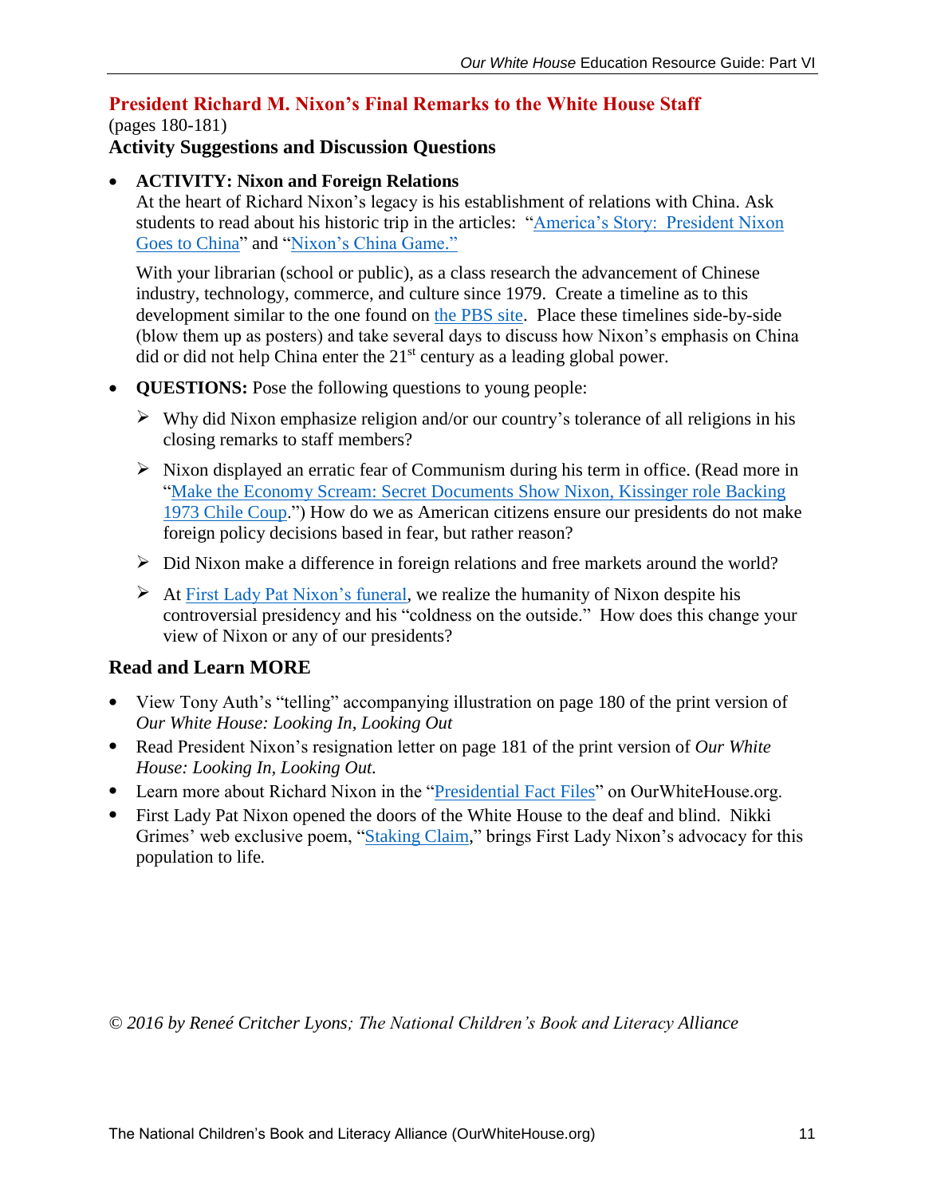## President Richard M. Nixon's Final Remarks to the White House Staff

(pages 180-181)

### Activity Suggestions and Discussion Questions

- **ACTIVITY: Nixon and Foreign Relations**

  At the heart of Richard Nixon's legacy is his establishment of relations with China. Ask students to read about his historic trip in the articles: "America's Story: President Nixon Goes to China" and "Nixon's China Game."

  With your librarian (school or public), as a class research the advancement of Chinese industry, technology, commerce, and culture since 1979. Create a timeline as to this development similar to the one found on the PBS site. Place these timelines side-by-side (blow them up as posters) and take several days to discuss how Nixon's emphasis on China did or did not help China enter the 21st century as a leading global power.

- **QUESTIONS:** Pose the following questions to young people:
  - Why did Nixon emphasize religion and/or our country's tolerance of all religions in his closing remarks to staff members?
  - Nixon displayed an erratic fear of Communism during his term in office. (Read more in "Make the Economy Scream: Secret Documents Show Nixon, Kissinger role Backing 1973 Chile Coup.") How do we as American citizens ensure our presidents do not make foreign policy decisions based in fear, but rather reason?
  - Did Nixon make a difference in foreign relations and free markets around the world?
  - At First Lady Pat Nixon's funeral, we realize the humanity of Nixon despite his controversial presidency and his "coldness on the outside." How does this change your view of Nixon or any of our presidents?

### Read and Learn MORE

- View Tony Auth's "telling" accompanying illustration on page 180 of the print version of *Our White House: Looking In, Looking Out*
- Read President Nixon's resignation letter on page 181 of the print version of *Our White House: Looking In, Looking Out.*
- Learn more about Richard Nixon in the "Presidential Fact Files" on OurWhiteHouse.org.
- First Lady Pat Nixon opened the doors of the White House to the deaf and blind. Nikki Grimes' web exclusive poem, "Staking Claim," brings First Lady Nixon's advocacy for this population to life.

*© 2016 by Reneé Critcher Lyons; The National Children's Book and Literacy Alliance*